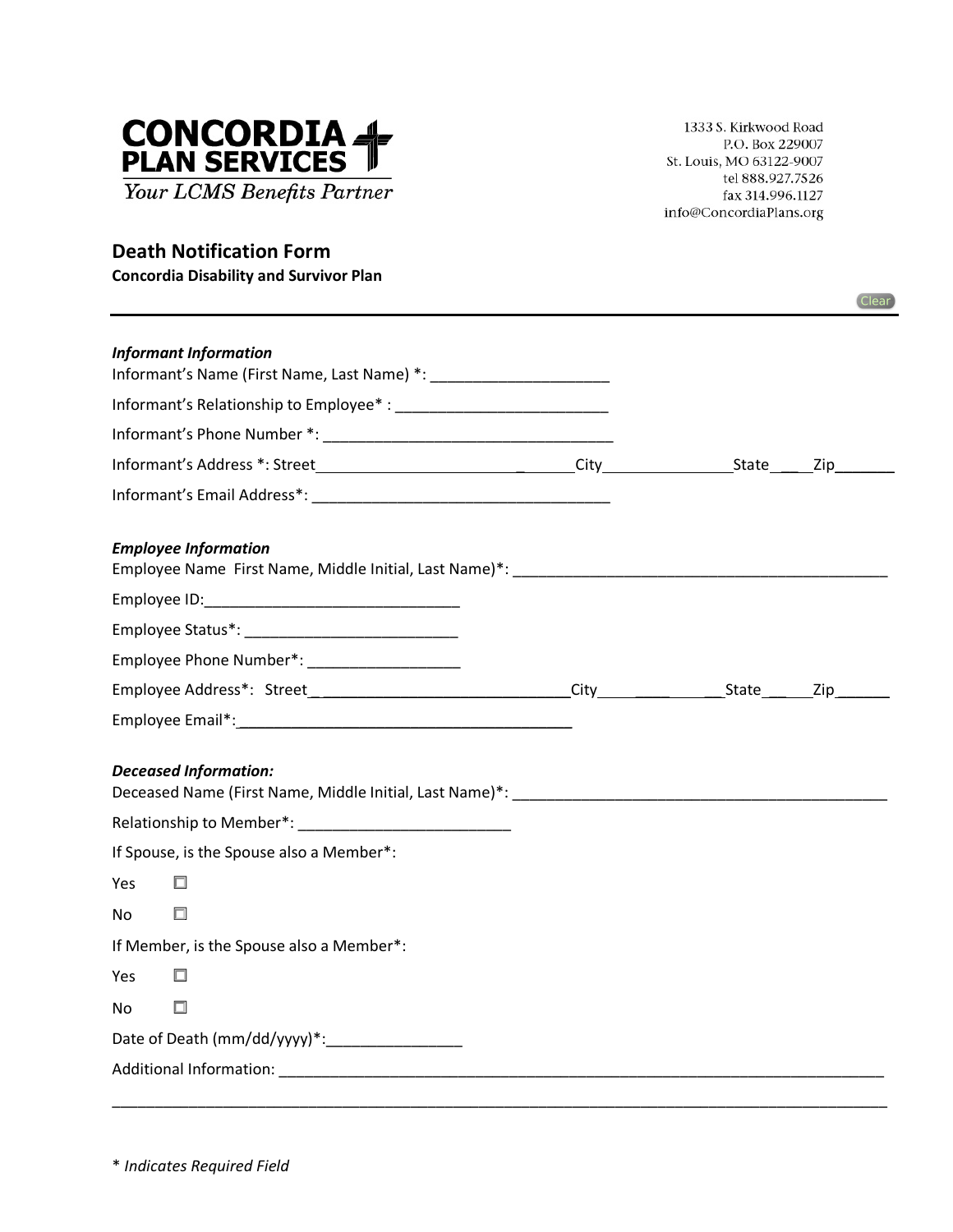**CONCORDIA PLAN SERVICES**
*Your LCMS Benefits Partner*

1333 S. Kirkwood Road
P.O. Box 229007
St. Louis, MO 63122-9007
tel 888.927.7526
fax 314.996.1127
info@ConcordiaPlans.org

## Death Notification Form

**Concordia Disability and Survivor Plan**

Clear

---

***Informant Information***

Informant's Name (First Name, Last Name) *: _____________________

Informant's Relationship to Employee* : _________________________

Informant's Phone Number *: __________________________________

Informant's Address *: Street________________________ _______City_______________State___ Zip_______

Informant's Email Address*: ___________________________________

***Employee Information***

Employee Name First Name, Middle Initial, Last Name)*: _____________________________________________

Employee ID:_____________________________

Employee Status*: _________________________

Employee Phone Number*: __________________

Employee Address*: Street_ _____________________________City____ ____ __State_____Zip______

Employee Email*:_______________________________________

***Deceased Information:***

Deceased Name (First Name, Middle Initial, Last Name)*: ____________________________________________

Relationship to Member*: _________________________

If Spouse, is the Spouse also a Member*:

Yes ☐

No ☐

If Member, is the Spouse also a Member*:

Yes ☐

No ☐

Date of Death (mm/dd/yyyy)*:________________

Additional Information: _____________________________________________________________________________

_____________________________________________________________________________________________

*\* Indicates Required Field*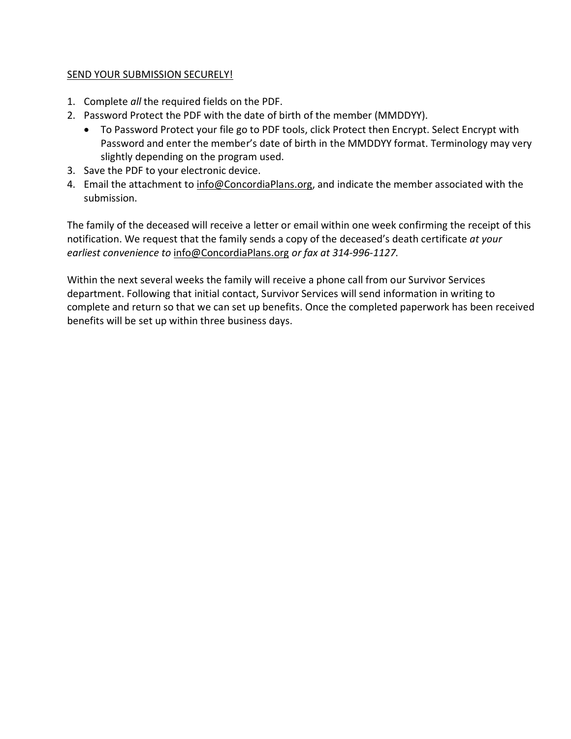<u>SEND YOUR SUBMISSION SECURELY!</u>

1. Complete *all* the required fields on the PDF.
2. Password Protect the PDF with the date of birth of the member (MMDDYY).
   - To Password Protect your file go to PDF tools, click Protect then Encrypt. Select Encrypt with Password and enter the member's date of birth in the MMDDYY format. Terminology may very slightly depending on the program used.
3. Save the PDF to your electronic device.
4. Email the attachment to info@ConcordiaPlans.org, and indicate the member associated with the submission.

The family of the deceased will receive a letter or email within one week confirming the receipt of this notification. We request that the family sends a copy of the deceased's death certificate *at your earliest convenience to* info@ConcordiaPlans.org *or fax at 314-996-1127.*

Within the next several weeks the family will receive a phone call from our Survivor Services department. Following that initial contact, Survivor Services will send information in writing to complete and return so that we can set up benefits. Once the completed paperwork has been received benefits will be set up within three business days.